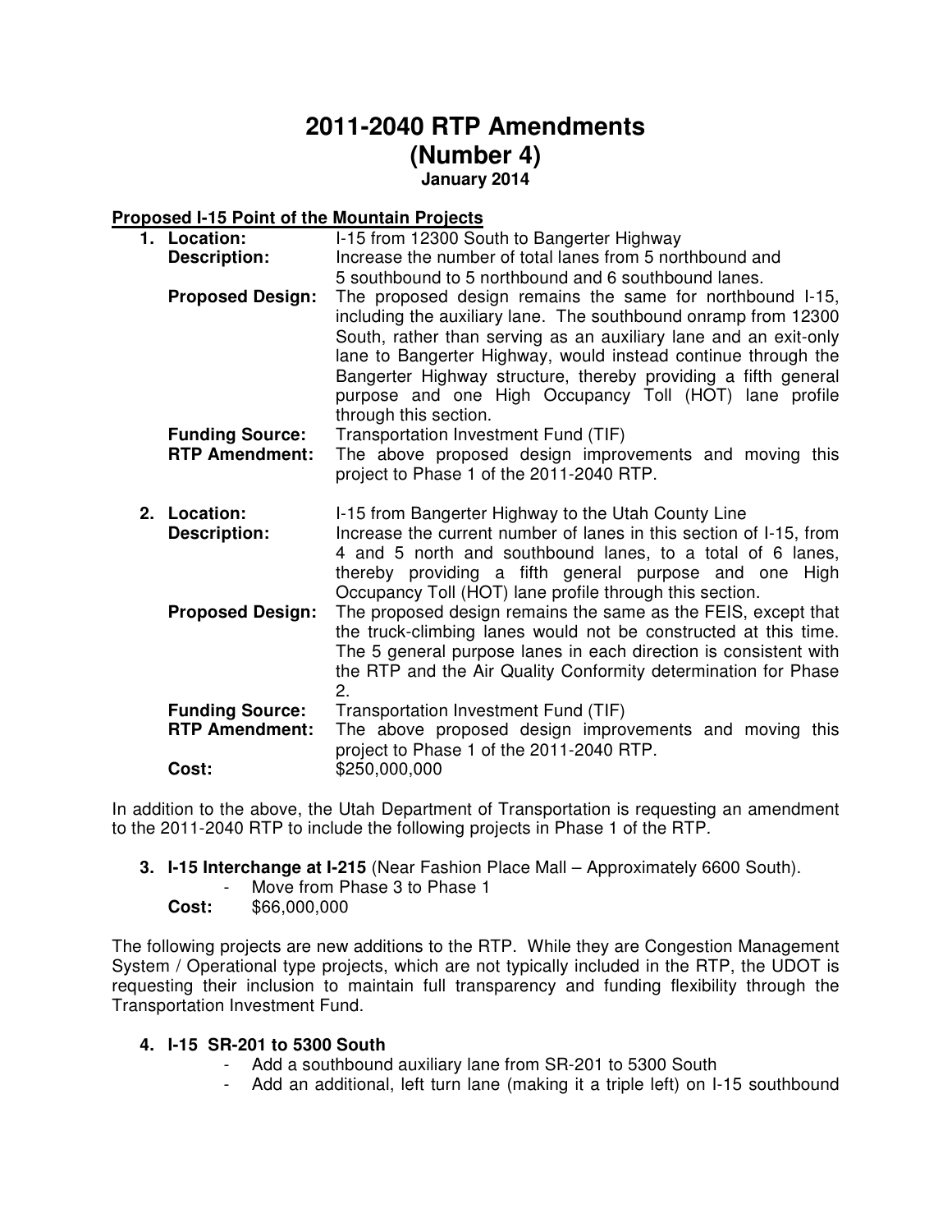# 2011-2040 RTP Amendments
# (Number 4)
### January 2014

**Proposed I-15 Point of the Mountain Projects**

1. **Location:** I-15 from 12300 South to Bangerter Highway
   **Description:** Increase the number of total lanes from 5 northbound and 5 southbound to 5 northbound and 6 southbound lanes.
   **Proposed Design:** The proposed design remains the same for northbound I-15, including the auxiliary lane. The southbound onramp from 12300 South, rather than serving as an auxiliary lane and an exit-only lane to Bangerter Highway, would instead continue through the Bangerter Highway structure, thereby providing a fifth general purpose and one High Occupancy Toll (HOT) lane profile through this section.
   **Funding Source:** Transportation Investment Fund (TIF)
   **RTP Amendment:** The above proposed design improvements and moving this project to Phase 1 of the 2011-2040 RTP.

2. **Location:** I-15 from Bangerter Highway to the Utah County Line
   **Description:** Increase the current number of lanes in this section of I-15, from 4 and 5 north and southbound lanes, to a total of 6 lanes, thereby providing a fifth general purpose and one High Occupancy Toll (HOT) lane profile through this section.
   **Proposed Design:** The proposed design remains the same as the FEIS, except that the truck-climbing lanes would not be constructed at this time. The 5 general purpose lanes in each direction is consistent with the RTP and the Air Quality Conformity determination for Phase 2.
   **Funding Source:** Transportation Investment Fund (TIF)
   **RTP Amendment:** The above proposed design improvements and moving this project to Phase 1 of the 2011-2040 RTP.
   **Cost:** $250,000,000

In addition to the above, the Utah Department of Transportation is requesting an amendment to the 2011-2040 RTP to include the following projects in Phase 1 of the RTP.

3. **I-15 Interchange at I-215** (Near Fashion Place Mall – Approximately 6600 South).
   - Move from Phase 3 to Phase 1

   **Cost:** $66,000,000

The following projects are new additions to the RTP. While they are Congestion Management System / Operational type projects, which are not typically included in the RTP, the UDOT is requesting their inclusion to maintain full transparency and funding flexibility through the Transportation Investment Fund.

4. **I-15 SR-201 to 5300 South**
   - Add a southbound auxiliary lane from SR-201 to 5300 South
   - Add an additional, left turn lane (making it a triple left) on I-15 southbound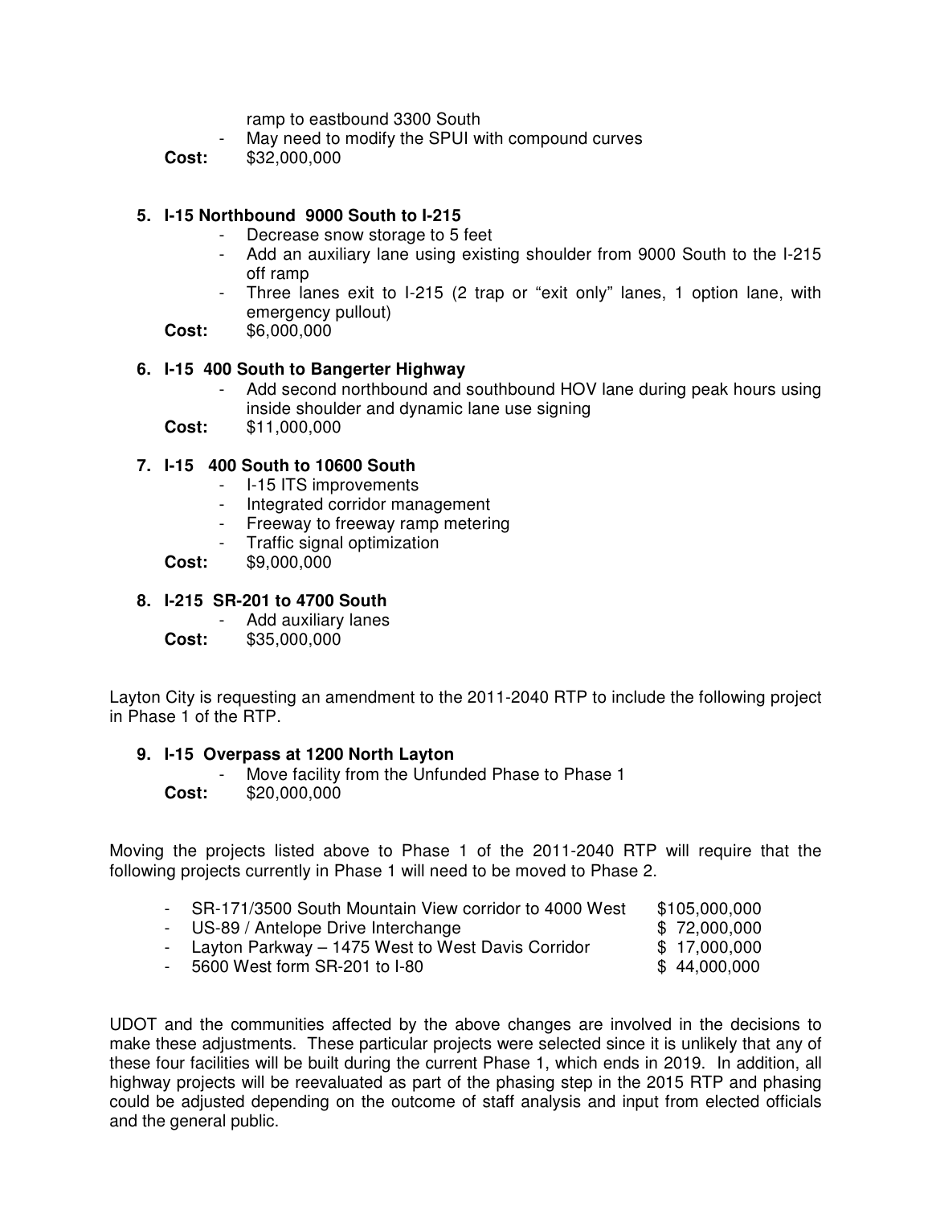ramp to eastbound 3300 South
  - May need to modify the SPUI with compound curves

**Cost:** $32,000,000

5. **I-15 Northbound 9000 South to I-215**
   - Decrease snow storage to 5 feet
   - Add an auxiliary lane using existing shoulder from 9000 South to the I-215 off ramp
   - Three lanes exit to I-215 (2 trap or "exit only" lanes, 1 option lane, with emergency pullout)

   **Cost:** $6,000,000

6. **I-15 400 South to Bangerter Highway**
   - Add second northbound and southbound HOV lane during peak hours using inside shoulder and dynamic lane use signing

   **Cost:** $11,000,000

7. **I-15 400 South to 10600 South**
   - I-15 ITS improvements
   - Integrated corridor management
   - Freeway to freeway ramp metering
   - Traffic signal optimization

   **Cost:** $9,000,000

8. **I-215 SR-201 to 4700 South**
   - Add auxiliary lanes

   **Cost:** $35,000,000

Layton City is requesting an amendment to the 2011-2040 RTP to include the following project in Phase 1 of the RTP.

9. **I-15 Overpass at 1200 North Layton**
   - Move facility from the Unfunded Phase to Phase 1

   **Cost:** $20,000,000

Moving the projects listed above to Phase 1 of the 2011-2040 RTP will require that the following projects currently in Phase 1 will need to be moved to Phase 2.

- SR-171/3500 South Mountain View corridor to 4000 West $105,000,000
- US-89 / Antelope Drive Interchange $ 72,000,000
- Layton Parkway – 1475 West to West Davis Corridor $ 17,000,000
- 5600 West form SR-201 to I-80 $ 44,000,000

UDOT and the communities affected by the above changes are involved in the decisions to make these adjustments. These particular projects were selected since it is unlikely that any of these four facilities will be built during the current Phase 1, which ends in 2019. In addition, all highway projects will be reevaluated as part of the phasing step in the 2015 RTP and phasing could be adjusted depending on the outcome of staff analysis and input from elected officials and the general public.